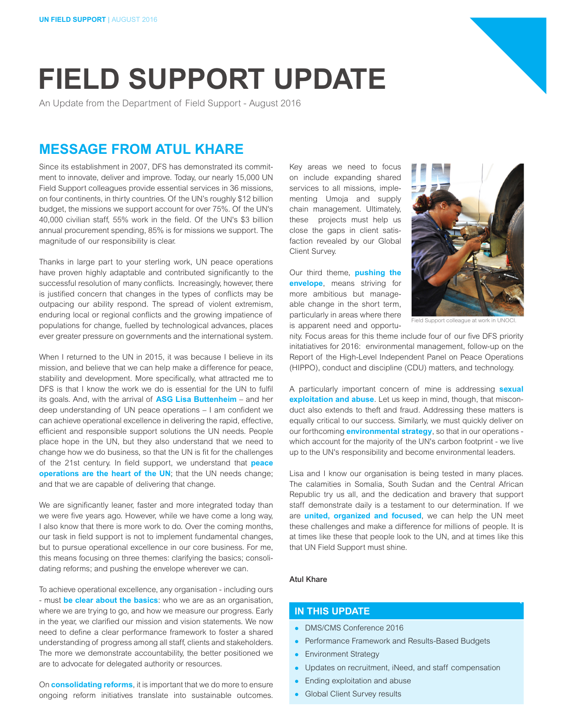# FIELD SUPPORT UPDATE

An Update from the Department of Field Support - August 2016

## MESSAGE FROM ATUL KHARE

Since its establishment in 2007, DFS has demonstrated its commitment to innovate, deliver and improve. Today, our nearly 15,000 UN Field Support colleagues provide essential services in 36 missions, on four continents, in thirty countries. Of the UN's roughly $12 billion budget, the missions we support account for over 75%. Of the UN's 40,000 civilian staff, 55% work in the field. Of the UN's $3 billion annual procurement spending, 85% is for missions we support. The magnitude of our responsibility is clear.

Thanks in large part to your sterling work, UN peace operations have proven highly adaptable and contributed significantly to the successful resolution of many conflicts. Increasingly, however, there is justified concern that changes in the types of conflicts may be outpacing our ability respond. The spread of violent extremism, enduring local or regional conflicts and the growing impatience of populations for change, fuelled by technological advances, places ever greater pressure on governments and the international system.

When I returned to the UN in 2015, it was because I believe in its mission, and believe that we can help make a difference for peace, stability and development. More specifically, what attracted me to DFS is that I know the work we do is essential for the UN to fulfil its goals. And, with the arrival of **ASG Lisa Buttenheim** – and her deep understanding of UN peace operations – I am confident we can achieve operational excellence in delivering the rapid, effective, efficient and responsible support solutions the UN needs. People place hope in the UN, but they also understand that we need to change how we do business, so that the UN is fit for the challenges of the 21st century. In field support, we understand that **peace operations are the heart of the UN**; that the UN needs change; and that we are capable of delivering that change.

We are significantly leaner, faster and more integrated today than we were five years ago. However, while we have come a long way, I also know that there is more work to do. Over the coming months, our task in field support is not to implement fundamental changes, but to pursue operational excellence in our core business. For me, this means focusing on three themes: clarifying the basics; consolidating reforms; and pushing the envelope wherever we can.

To achieve operational excellence, any organisation - including ours - must **be clear about the basics**: who we are as an organisation, where we are trying to go, and how we measure our progress. Early in the year, we clarified our mission and vision statements. We now need to define a clear performance framework to foster a shared understanding of progress among all staff, clients and stakeholders. The more we demonstrate accountability, the better positioned we are to advocate for delegated authority or resources.

On **consolidating reforms**, it is important that we do more to ensure ongoing reform initiatives translate into sustainable outcomes. Key areas we need to focus on include expanding shared services to all missions, implementing Umoja and supply chain management. Ultimately, these projects must help us close the gaps in client satisfaction revealed by our Global Client Survey.

Field Support colleague at work in UNOCI.

Our third theme, **pushing the envelope**, means striving for more ambitious but manageable change in the short term, particularly in areas where there is apparent need and opportunity. Focus areas for this theme include four of our five DFS priority initatiatives for 2016: environmental management, follow-up on the Report of the High-Level Independent Panel on Peace Operations (HIPPO), conduct and discipline (CDU) matters, and technology.

A particularly important concern of mine is addressing **sexual exploitation and abuse**. Let us keep in mind, though, that misconduct also extends to theft and fraud. Addressing these matters is equally critical to our success. Similarly, we must quickly deliver on our forthcoming **environmental strategy**, so that in our operations - which account for the majority of the UN's carbon footprint - we live up to the UN's responsibility and become environmental leaders.

Lisa and I know our organisation is being tested in many places. The calamities in Somalia, South Sudan and the Central African Republic try us all, and the dedication and bravery that support staff demonstrate daily is a testament to our determination. If we are **united, organized and focused**, we can help the UN meet these challenges and make a difference for millions of people. It is at times like these that people look to the UN, and at times like this that UN Field Support must shine.

**Atul Khare**

### IN THIS UPDATE

- DMS/CMS Conference 2016
- Performance Framework and Results-Based Budgets
- Environment Strategy
- Updates on recruitment, iNeed, and staff compensation
- Ending exploitation and abuse
- Global Client Survey results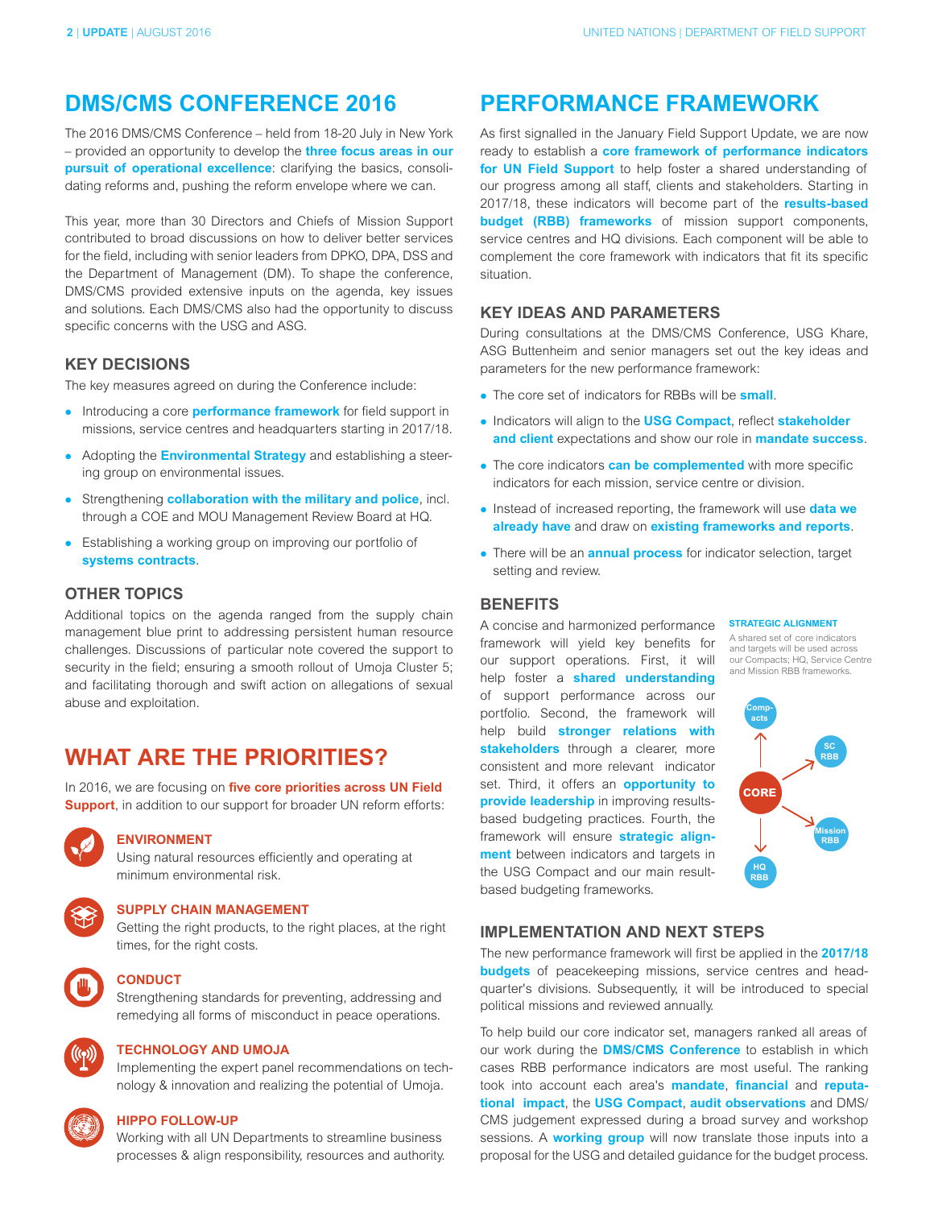# DMS/CMS CONFERENCE 2016

The 2016 DMS/CMS Conference – held from 18-20 July in New York – provided an opportunity to develop the **three focus areas in our pursuit of operational excellence**: clarifying the basics, consolidating reforms and, pushing the reform envelope where we can.

This year, more than 30 Directors and Chiefs of Mission Support contributed to broad discussions on how to deliver better services for the field, including with senior leaders from DPKO, DPA, DSS and the Department of Management (DM). To shape the conference, DMS/CMS provided extensive inputs on the agenda, key issues and solutions. Each DMS/CMS also had the opportunity to discuss specific concerns with the USG and ASG.

### KEY DECISIONS

The key measures agreed on during the Conference include:

- Introducing a core **performance framework** for field support in missions, service centres and headquarters starting in 2017/18.
- Adopting the **Environmental Strategy** and establishing a steering group on environmental issues.
- Strengthening **collaboration with the military and police**, incl. through a COE and MOU Management Review Board at HQ.
- Establishing a working group on improving our portfolio of **systems contracts**.

### OTHER TOPICS

Additional topics on the agenda ranged from the supply chain management blue print to addressing persistent human resource challenges. Discussions of particular note covered the support to security in the field; ensuring a smooth rollout of Umoja Cluster 5; and facilitating thorough and swift action on allegations of sexual abuse and exploitation.

# WHAT ARE THE PRIORITIES?

In 2016, we are focusing on **five core priorities across UN Field Support**, in addition to our support for broader UN reform efforts:

**ENVIRONMENT**
Using natural resources efficiently and operating at minimum environmental risk.

**SUPPLY CHAIN MANAGEMENT**
Getting the right products, to the right places, at the right times, for the right costs.

**CONDUCT**
Strengthening standards for preventing, addressing and remedying all forms of misconduct in peace operations.

**TECHNOLOGY AND UMOJA**
Implementing the expert panel recommendations on technology & innovation and realizing the potential of Umoja.

**HIPPO FOLLOW-UP**
Working with all UN Departments to streamline business processes & align responsibility, resources and authority.

# PERFORMANCE FRAMEWORK

As first signalled in the January Field Support Update, we are now ready to establish a **core framework of performance indicators for UN Field Support** to help foster a shared understanding of our progress among all staff, clients and stakeholders. Starting in 2017/18, these indicators will become part of the **results-based budget (RBB) frameworks** of mission support components, service centres and HQ divisions. Each component will be able to complement the core framework with indicators that fit its specific situation.

### KEY IDEAS AND PARAMETERS

During consultations at the DMS/CMS Conference, USG Khare, ASG Buttenheim and senior managers set out the key ideas and parameters for the new performance framework:

- The core set of indicators for RBBs will be **small**.
- Indicators will align to the **USG Compact**, reflect **stakeholder and client** expectations and show our role in **mandate success**.
- The core indicators **can be complemented** with more specific indicators for each mission, service centre or division.
- Instead of increased reporting, the framework will use **data we already have** and draw on **existing frameworks and reports**.
- There will be an **annual process** for indicator selection, target setting and review.

### BENEFITS

A concise and harmonized performance framework will yield key benefits for our support operations. First, it will help foster a **shared understanding** of support performance across our portfolio. Second, the framework will help build **stronger relations with stakeholders** through a clearer, more consistent and more relevant indicator set. Third, it offers an **opportunity to provide leadership** in improving results-based budgeting practices. Fourth, the framework will ensure **strategic alignment** between indicators and targets in the USG Compact and our main result-based budgeting frameworks.

**STRATEGIC ALIGNMENT**
A shared set of core indicators and targets will be used across our Compacts; HQ, Service Centre and Mission RBB frameworks.

CORE → Compacts; SC RBB; Mission RBB; HQ RBB

### IMPLEMENTATION AND NEXT STEPS

The new performance framework will first be applied in the **2017/18 budgets** of peacekeeping missions, service centres and headquarter's divisions. Subsequently, it will be introduced to special political missions and reviewed annually.

To help build our core indicator set, managers ranked all areas of our work during the **DMS/CMS Conference** to establish in which cases RBB performance indicators are most useful. The ranking took into account each area's **mandate**, **financial** and **reputational impact**, the **USG Compact**, **audit observations** and DMS/CMS judgement expressed during a broad survey and workshop sessions. A **working group** will now translate those inputs into a proposal for the USG and detailed guidance for the budget process.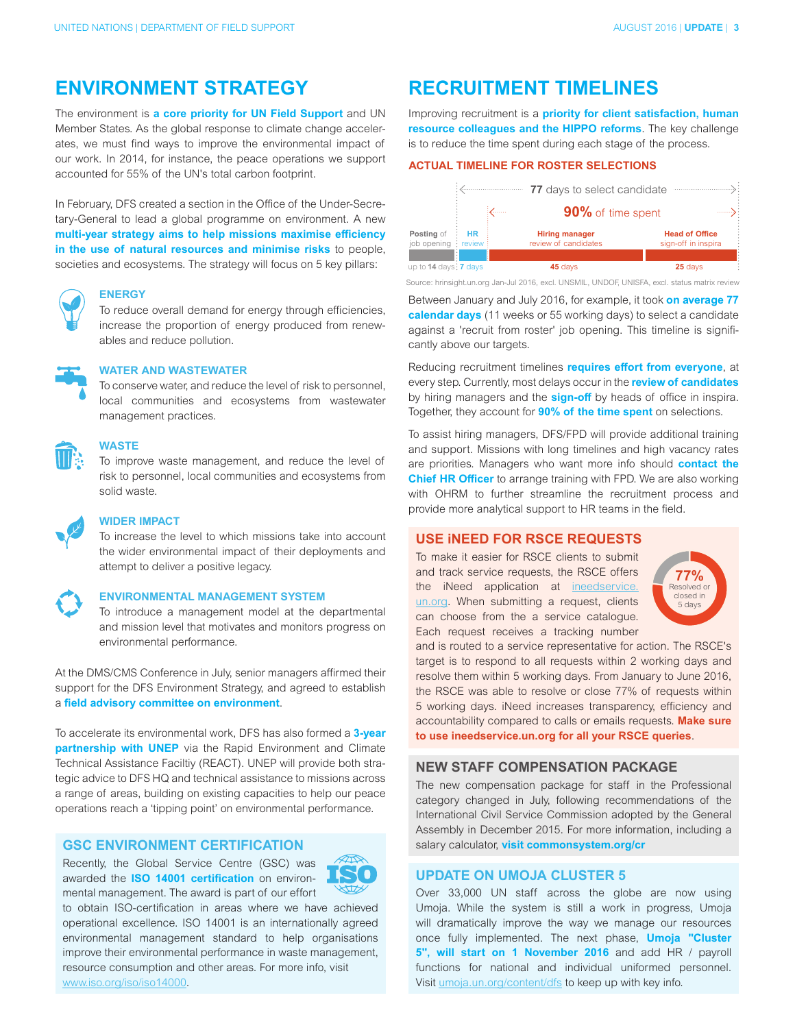## ENVIRONMENT STRATEGY

The environment is **a core priority for UN Field Support** and UN Member States. As the global response to climate change accelerates, we must find ways to improve the environmental impact of our work. In 2014, for instance, the peace operations we support accounted for 55% of the UN's total carbon footprint.

In February, DFS created a section in the Office of the Under-Secretary-General to lead a global programme on environment. A new **multi-year strategy aims to help missions maximise efficiency in the use of natural resources and minimise risks** to people, societies and ecosystems. The strategy will focus on 5 key pillars:

### ENERGY
To reduce overall demand for energy through efficiencies, increase the proportion of energy produced from renewables and reduce pollution.

### WATER AND WASTEWATER
To conserve water, and reduce the level of risk to personnel, local communities and ecosystems from wastewater management practices.

### WASTE
To improve waste management, and reduce the level of risk to personnel, local communities and ecosystems from solid waste.

### WIDER IMPACT
To increase the level to which missions take into account the wider environmental impact of their deployments and attempt to deliver a positive legacy.

### ENVIRONMENTAL MANAGEMENT SYSTEM
To introduce a management model at the departmental and mission level that motivates and monitors progress on environmental performance.

At the DMS/CMS Conference in July, senior managers affirmed their support for the DFS Environment Strategy, and agreed to establish a **field advisory committee on environment**.

To accelerate its environmental work, DFS has also formed a **3-year partnership with UNEP** via the Rapid Environment and Climate Technical Assistance Faciltiy (REACT). UNEP will provide both strategic advice to DFS HQ and technical assistance to missions across a range of areas, building on existing capacities to help our peace operations reach a 'tipping point' on environmental performance.

### GSC ENVIRONMENT CERTIFICATION

Recently, the Global Service Centre (GSC) was awarded the **ISO 14001 certification** on environmental management. The award is part of our effort to obtain ISO-certification in areas where we have achieved operational excellence. ISO 14001 is an internationally agreed environmental management standard to help organisations improve their environmental performance in waste management, resource consumption and other areas. For more info, visit www.iso.org/iso/iso14000.

## RECRUITMENT TIMELINES

Improving recruitment is a **priority for client satisfaction, human resource colleagues and the HIPPO reforms**. The key challenge is to reduce the time spent during each stage of the process.

### ACTUAL TIMELINE FOR ROSTER SELECTIONS

**77** days to select candidate — **90%** of time spent (hiring manager review and head of office sign-off)

| Posting of job opening | HR review | Hiring manager review of candidates | Head of Office sign-off in inspira |
|---|---|---|---|
| up to **14** days | **7** days | **45** days | **25** days |

Source: hrinsight.un.org Jan-Jul 2016, excl. UNSMIL, UNDOF, UNISFA, excl. status matrix review

Between January and July 2016, for example, it took **on average 77 calendar days** (11 weeks or 55 working days) to select a candidate against a 'recruit from roster' job opening. This timeline is significantly above our targets.

Reducing recruitment timelines **requires effort from everyone**, at every step. Currently, most delays occur in the **review of candidates** by hiring managers and the **sign-off** by heads of office in inspira. Together, they account for **90% of the time spent** on selections.

To assist hiring managers, DFS/FPD will provide additional training and support. Missions with long timelines and high vacancy rates are priorities. Managers who want more info should **contact the Chief HR Officer** to arrange training with FPD. We are also working with OHRM to further streamline the recruitment process and provide more analytical support to HR teams in the field.

### USE iNEED FOR RSCE REQUESTS

**77%** Resolved or closed in 5 days

To make it easier for RSCE clients to submit and track service requests, the RSCE offers the iNeed application at ineedservice.un.org. When submitting a request, clients can choose from the a service catalogue. Each request receives a tracking number and is routed to a service representative for action. The RSCE's target is to respond to all requests within 2 working days and resolve them within 5 working days. From January to June 2016, the RSCE was able to resolve or close 77% of requests within 5 working days. iNeed increases transparency, efficiency and accountability compared to calls or emails requests. **Make sure to use ineedservice.un.org for all your RSCE queries**.

### NEW STAFF COMPENSATION PACKAGE

The new compensation package for staff in the Professional category changed in July, following recommendations of the International Civil Service Commission adopted by the General Assembly in December 2015. For more information, including a salary calculator, **visit commonsystem.org/cr**

### UPDATE ON UMOJA CLUSTER 5

Over 33,000 UN staff across the globe are now using Umoja. While the system is still a work in progress, Umoja will dramatically improve the way we manage our resources once fully implemented. The next phase, **Umoja "Cluster 5", will start on 1 November 2016** and add HR / payroll functions for national and individual uniformed personnel. Visit umoja.un.org/content/dfs to keep up with key info.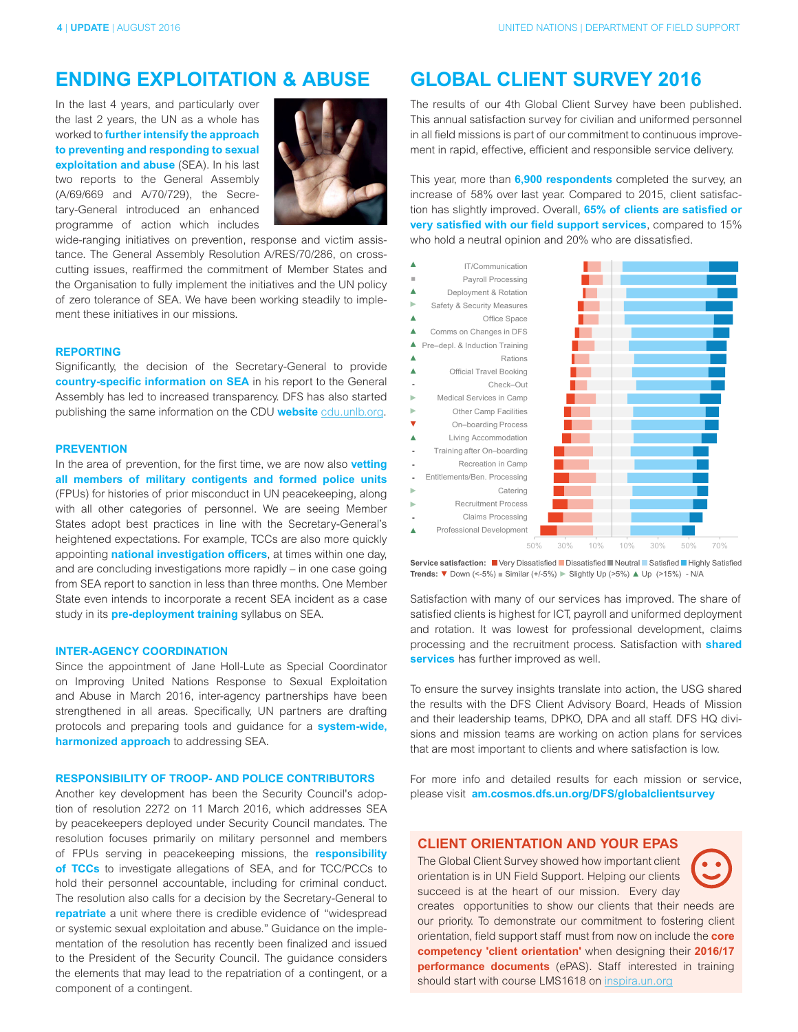# ENDING EXPLOITATION & ABUSE

In the last 4 years, and particularly over the last 2 years, the UN as a whole has worked to **further intensify the approach to preventing and responding to sexual exploitation and abuse** (SEA). In his last two reports to the General Assembly (A/69/669 and A/70/729), the Secretary-General introduced an enhanced programme of action which includes wide-ranging initiatives on prevention, response and victim assistance. The General Assembly Resolution A/RES/70/286, on cross-cutting issues, reaffirmed the commitment of Member States and the Organisation to fully implement the initiatives and the UN policy of zero tolerance of SEA. We have been working steadily to implement these initiatives in our missions.

### REPORTING

Significantly, the decision of the Secretary-General to provide **country-specific information on SEA** in his report to the General Assembly has led to increased transparency. DFS has also started publishing the same information on the CDU **website** cdu.unlb.org.

### PREVENTION

In the area of prevention, for the first time, we are now also **vetting all members of military contigents and formed police units** (FPUs) for histories of prior misconduct in UN peacekeeping, along with all other categories of personnel. We are seeing Member States adopt best practices in line with the Secretary-General's heightened expectations. For example, TCCs are also more quickly appointing **national investigation officers**, at times within one day, and are concluding investigations more rapidly – in one case going from SEA report to sanction in less than three months. One Member State even intends to incorporate a recent SEA incident as a case study in its **pre-deployment training** syllabus on SEA.

### INTER-AGENCY COORDINATION

Since the appointment of Jane Holl-Lute as Special Coordinator on Improving United Nations Response to Sexual Exploitation and Abuse in March 2016, inter-agency partnerships have been strengthened in all areas. Specifically, UN partners are drafting protocols and preparing tools and guidance for a **system-wide, harmonized approach** to addressing SEA.

### RESPONSIBILITY OF TROOP- AND POLICE CONTRIBUTORS

Another key development has been the Security Council's adoption of resolution 2272 on 11 March 2016, which addresses SEA by peacekeepers deployed under Security Council mandates. The resolution focuses primarily on military personnel and members of FPUs serving in peacekeeping missions, and the **responsibility of TCCs** to investigate allegations of SEA, and for TCC/PCCs to hold their personnel accountable, including for criminal conduct. The resolution also calls for a decision by the Secretary-General to **repatriate** a unit where there is credible evidence of "widespread or systemic sexual exploitation and abuse." Guidance on the implementation of the resolution has recently been finalized and issued to the President of the Security Council. The guidance considers the elements that may lead to the repatriation of a contingent, or a component of a contingent.

# GLOBAL CLIENT SURVEY 2016

The results of our 4th Global Client Survey have been published. This annual satisfaction survey for civilian and uniformed personnel in all field missions is part of our commitment to continuous improvement in rapid, effective, efficient and responsible service delivery.

This year, more than **6,900 respondents** completed the survey, an increase of 58% over last year. Compared to 2015, client satisfaction has slightly improved. Overall, **65% of clients are satisfied or very satisfied with our field support services**, compared to 15% who hold a neutral opinion and 20% who are dissatisfied.

IT/Communication
Payroll Processing
Deployment & Rotation
Safety & Security Measures
Office Space
Comms on Changes in DFS
Pre–depl. & Induction Training
Rations
Official Travel Booking
Check–Out
Medical Services in Camp
Other Camp Facilities
On–boarding Process
Living Accommodation
Training after On–boarding
Recreation in Camp
Entitlements/Ben. Processing
Catering
Recruitment Process
Claims Processing
Professional Development

50% 30% 10% 10% 30% 50% 70%

**Service satisfaction:** Very Dissatisfied Dissatisfied Neutral Satisfied Highly Satisfied
**Trends:** ▼ Down (<-5%) ■ Similar (+/-5%) ► Slightly Up (>5%) ▲ Up (>15%) - N/A

Satisfaction with many of our services has improved. The share of satisfied clients is highest for ICT, payroll and uniformed deployment and rotation. It was lowest for professional development, claims processing and the recruitment process. Satisfaction with **shared services** has further improved as well.

To ensure the survey insights translate into action, the USG shared the results with the DFS Client Advisory Board, Heads of Mission and their leadership teams, DPKO, DPA and all staff. DFS HQ divisions and mission teams are working on action plans for services that are most important to clients and where satisfaction is low.

For more info and detailed results for each mission or service, please visit **am.cosmos.dfs.un.org/DFS/globalclientsurvey**

### CLIENT ORIENTATION AND YOUR EPAS

The Global Client Survey showed how important client orientation is in UN Field Support. Helping our clients succeed is at the heart of our mission. Every day creates opportunities to show our clients that their needs are our priority. To demonstrate our commitment to fostering client orientation, field support staff must from now on include the **core competency 'client orientation'** when designing their **2016/17 performance documents** (ePAS). Staff interested in training should start with course LMS1618 on inspira.un.org